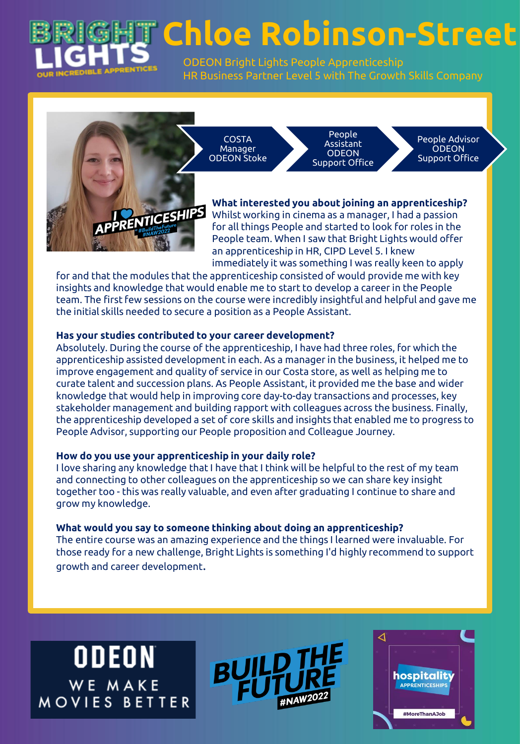# Chloe Robinson-Street

ODEON Bright Lights People Apprenticeship
HR Business Partner Level 5 with The Growth Skills Company

COSTA Manager ODEON Stoke → People Assistant ODEON Support Office → People Advisor ODEON Support Office

**What interested you about joining an apprenticeship?**
Whilst working in cinema as a manager, I had a passion for all things People and started to look for roles in the People team. When I saw that Bright Lights would offer an apprenticeship in HR, CIPD Level 5. I knew immediately it was something I was really keen to apply for and that the modules that the apprenticeship consisted of would provide me with key insights and knowledge that would enable me to start to develop a career in the People team. The first few sessions on the course were incredibly insightful and helpful and gave me the initial skills needed to secure a position as a People Assistant.

**Has your studies contributed to your career development?**
Absolutely. During the course of the apprenticeship, I have had three roles, for which the apprenticeship assisted development in each. As a manager in the business, it helped me to improve engagement and quality of service in our Costa store, as well as helping me to curate talent and succession plans. As People Assistant, it provided me the base and wider knowledge that would help in improving core day-to-day transactions and processes, key stakeholder management and building rapport with colleagues across the business. Finally, the apprenticeship developed a set of core skills and insights that enabled me to progress to People Advisor, supporting our People proposition and Colleague Journey.

**How do you use your apprenticeship in your daily role?**
I love sharing any knowledge that I have that I think will be helpful to the rest of my team and connecting to other colleagues on the apprenticeship so we can share key insight together too - this was really valuable, and even after graduating I continue to share and grow my knowledge.

**What would you say to someone thinking about doing an apprenticeship?**
The entire course was an amazing experience and the things I learned were invaluable. For those ready for a new challenge, Bright Lights is something I'd highly recommend to support growth and career development.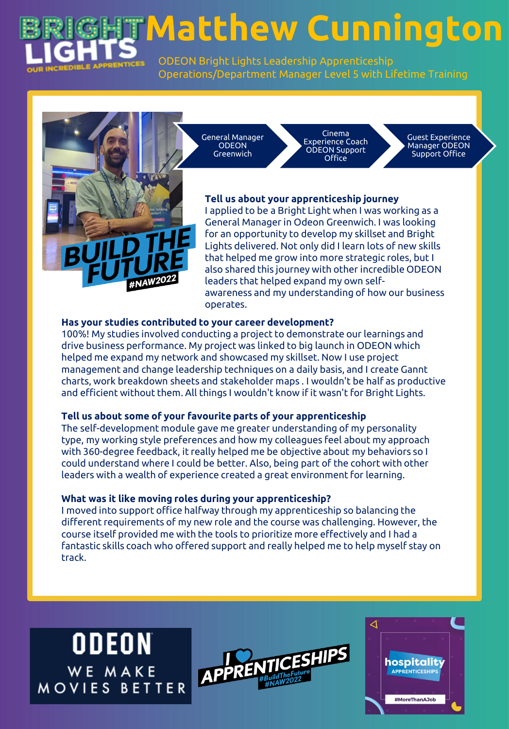# Matthew Cunnington

ODEON Bright Lights Leadership Apprenticeship
Operations/Department Manager Level 5 with Lifetime Training

General Manager ODEON Greenwich → Cinema Experience Coach ODEON Support Office → Guest Experience Manager ODEON Support Office

**Tell us about your apprenticeship journey**

I applied to be a Bright Light when I was working as a General Manager in Odeon Greenwich. I was looking for an opportunity to develop my skillset and Bright Lights delivered. Not only did I learn lots of new skills that helped me grow into more strategic roles, but I also shared this journey with other incredible ODEON leaders that helped expand my own self-awareness and my understanding of how our business operates.

**Has your studies contributed to your career development?**

100%! My studies involved conducting a project to demonstrate our learnings and drive business performance. My project was linked to big launch in ODEON which helped me expand my network and showcased my skillset. Now I use project management and change leadership techniques on a daily basis, and I create Gantt charts, work breakdown sheets and stakeholder maps . I wouldn't be half as productive and efficient without them. All things I wouldn't know if it wasn't for Bright Lights.

**Tell us about some of your favourite parts of your apprenticeship**

The self-development module gave me greater understanding of my personality type, my working style preferences and how my colleagues feel about my approach with 360-degree feedback, it really helped me be objective about my behaviors so I could understand where I could be better. Also, being part of the cohort with other leaders with a wealth of experience created a great environment for learning.

**What was it like moving roles during your apprenticeship?**

I moved into support office halfway through my apprenticeship so balancing the different requirements of my new role and the course was challenging. However, the course itself provided me with the tools to prioritize more effectively and I had a fantastic skills coach who offered support and really helped me to help myself stay on track.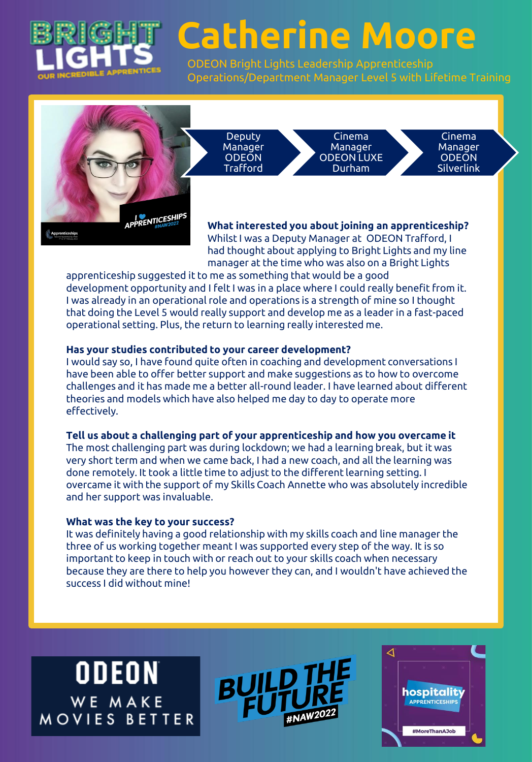# Catherine Moore

ODEON Bright Lights Leadership Apprenticeship
Operations/Department Manager Level 5 with Lifetime Training

Deputy Manager ODEON Trafford → Cinema Manager ODEON LUXE Durham → Cinema Manager ODEON Silverlink

**What interested you about joining an apprenticeship?**
Whilst I was a Deputy Manager at ODEON Trafford, I had thought about applying to Bright Lights and my line manager at the time who was also on a Bright Lights apprenticeship suggested it to me as something that would be a good development opportunity and I felt I was in a place where I could really benefit from it. I was already in an operational role and operations is a strength of mine so I thought that doing the Level 5 would really support and develop me as a leader in a fast-paced operational setting. Plus, the return to learning really interested me.

**Has your studies contributed to your career development?**
I would say so, I have found quite often in coaching and development conversations I have been able to offer better support and make suggestions as to how to overcome challenges and it has made me a better all-round leader. I have learned about different theories and models which have also helped me day to day to operate more effectively.

**Tell us about a challenging part of your apprenticeship and how you overcame it**
The most challenging part was during lockdown; we had a learning break, but it was very short term and when we came back, I had a new coach, and all the learning was done remotely. It took a little time to adjust to the different learning setting. I overcame it with the support of my Skills Coach Annette who was absolutely incredible and her support was invaluable.

**What was the key to your success?**
It was definitely having a good relationship with my skills coach and line manager the three of us working together meant I was supported every step of the way. It is so important to keep in touch with or reach out to your skills coach when necessary because they are there to help you however they can, and I wouldn't have achieved the success I did without mine!